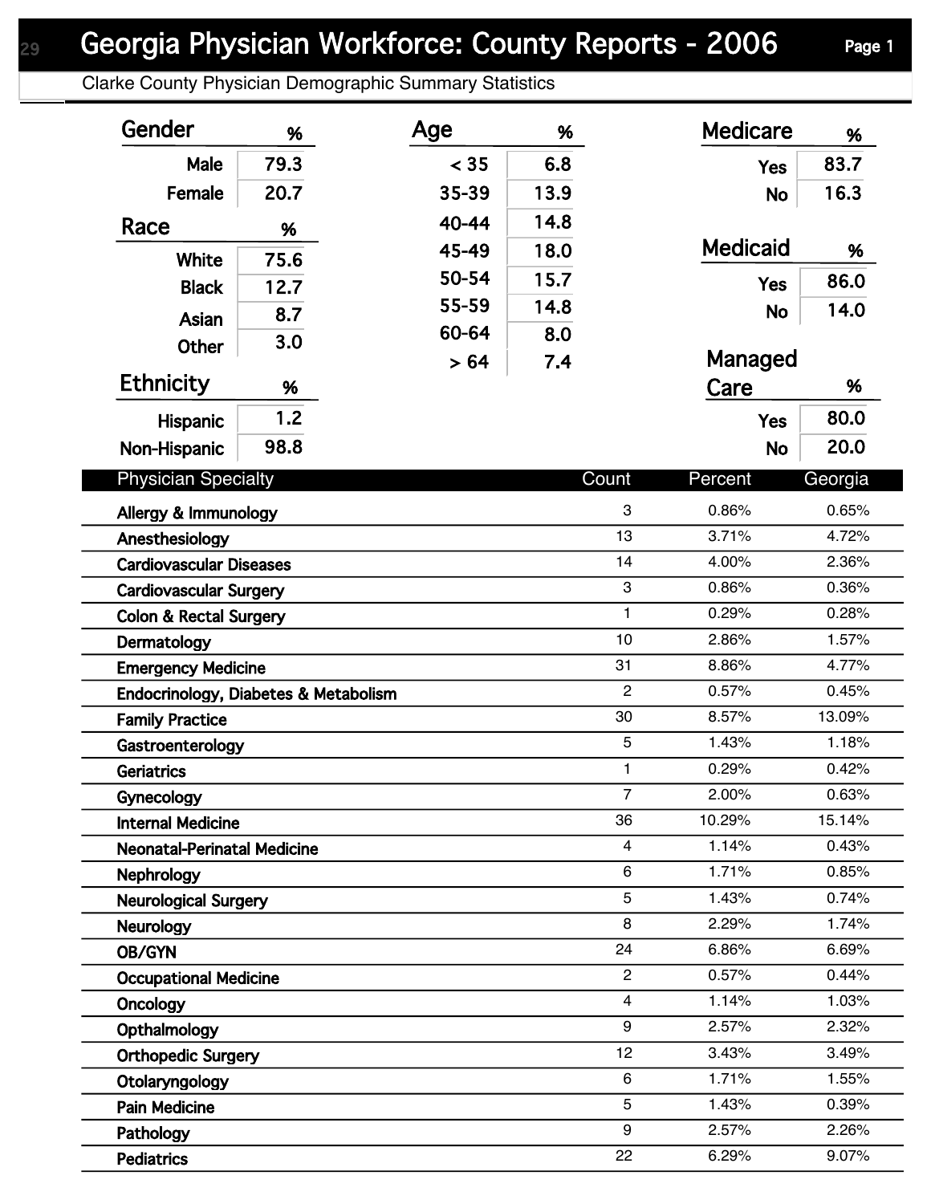# Georgia Physician Workforce: County Reports - 2006

Clarke County Physician Demographic Summary Statistics

| Gender | % |
|---|---|
| Male | 79.3 |
| Female | 20.7 |

| Race | % |
|---|---|
| White | 75.6 |
| Black | 12.7 |
| Asian | 8.7 |
| Other | 3.0 |

| Ethnicity | % |
|---|---|
| Hispanic | 1.2 |
| Non-Hispanic | 98.8 |

| Age | % |
|---|---|
| < 35 | 6.8 |
| 35-39 | 13.9 |
| 40-44 | 14.8 |
| 45-49 | 18.0 |
| 50-54 | 15.7 |
| 55-59 | 14.8 |
| 60-64 | 8.0 |
| > 64 | 7.4 |

| Medicare | % |
|---|---|
| Yes | 83.7 |
| No | 16.3 |

| Medicaid | % |
|---|---|
| Yes | 86.0 |
| No | 14.0 |

| Managed Care | % |
|---|---|
| Yes | 80.0 |
| No | 20.0 |

| Physician Specialty | Count | Percent | Georgia |
|---|---|---|---|
| Allergy & Immunology | 3 | 0.86% | 0.65% |
| Anesthesiology | 13 | 3.71% | 4.72% |
| Cardiovascular Diseases | 14 | 4.00% | 2.36% |
| Cardiovascular Surgery | 3 | 0.86% | 0.36% |
| Colon & Rectal Surgery | 1 | 0.29% | 0.28% |
| Dermatology | 10 | 2.86% | 1.57% |
| Emergency Medicine | 31 | 8.86% | 4.77% |
| Endocrinology, Diabetes & Metabolism | 2 | 0.57% | 0.45% |
| Family Practice | 30 | 8.57% | 13.09% |
| Gastroenterology | 5 | 1.43% | 1.18% |
| Geriatrics | 1 | 0.29% | 0.42% |
| Gynecology | 7 | 2.00% | 0.63% |
| Internal Medicine | 36 | 10.29% | 15.14% |
| Neonatal-Perinatal Medicine | 4 | 1.14% | 0.43% |
| Nephrology | 6 | 1.71% | 0.85% |
| Neurological Surgery | 5 | 1.43% | 0.74% |
| Neurology | 8 | 2.29% | 1.74% |
| OB/GYN | 24 | 6.86% | 6.69% |
| Occupational Medicine | 2 | 0.57% | 0.44% |
| Oncology | 4 | 1.14% | 1.03% |
| Opthalmology | 9 | 2.57% | 2.32% |
| Orthopedic Surgery | 12 | 3.43% | 3.49% |
| Otolaryngology | 6 | 1.71% | 1.55% |
| Pain Medicine | 5 | 1.43% | 0.39% |
| Pathology | 9 | 2.57% | 2.26% |
| Pediatrics | 22 | 6.29% | 9.07% |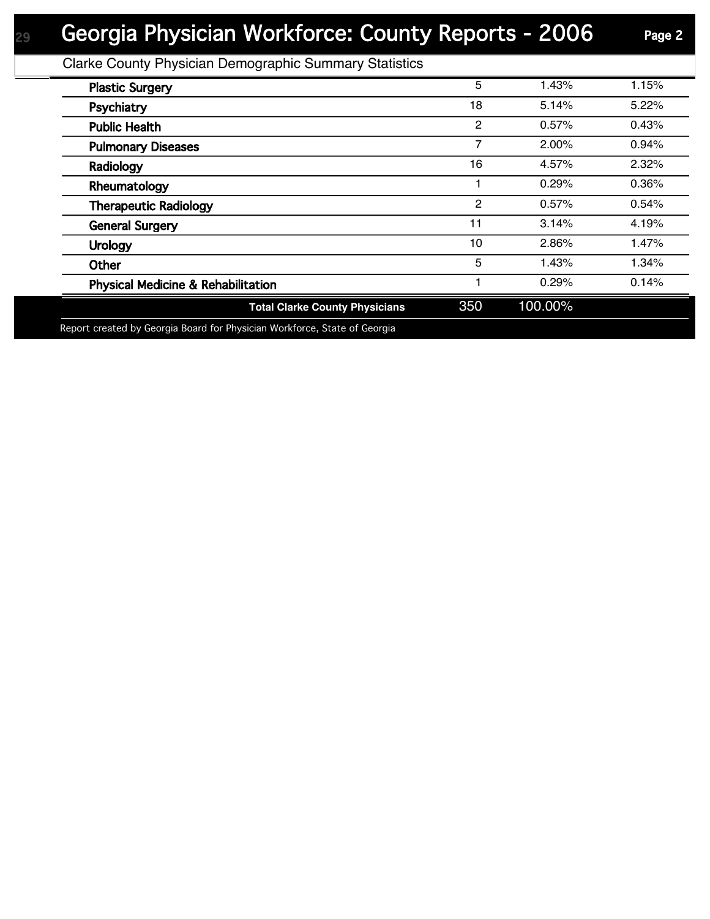# Georgia Physician Workforce: County Reports - 2006

Clarke County Physician Demographic Summary Statistics

| | | | |
|---|---|---|---|
| Plastic Surgery | 5 | 1.43% | 1.15% |
| Psychiatry | 18 | 5.14% | 5.22% |
| Public Health | 2 | 0.57% | 0.43% |
| Pulmonary Diseases | 7 | 2.00% | 0.94% |
| Radiology | 16 | 4.57% | 2.32% |
| Rheumatology | 1 | 0.29% | 0.36% |
| Therapeutic Radiology | 2 | 0.57% | 0.54% |
| General Surgery | 11 | 3.14% | 4.19% |
| Urology | 10 | 2.86% | 1.47% |
| Other | 5 | 1.43% | 1.34% |
| Physical Medicine & Rehabilitation | 1 | 0.29% | 0.14% |
| **Total Clarke County Physicians** | 350 | 100.00% | |

Report created by Georgia Board for Physician Workforce, State of Georgia